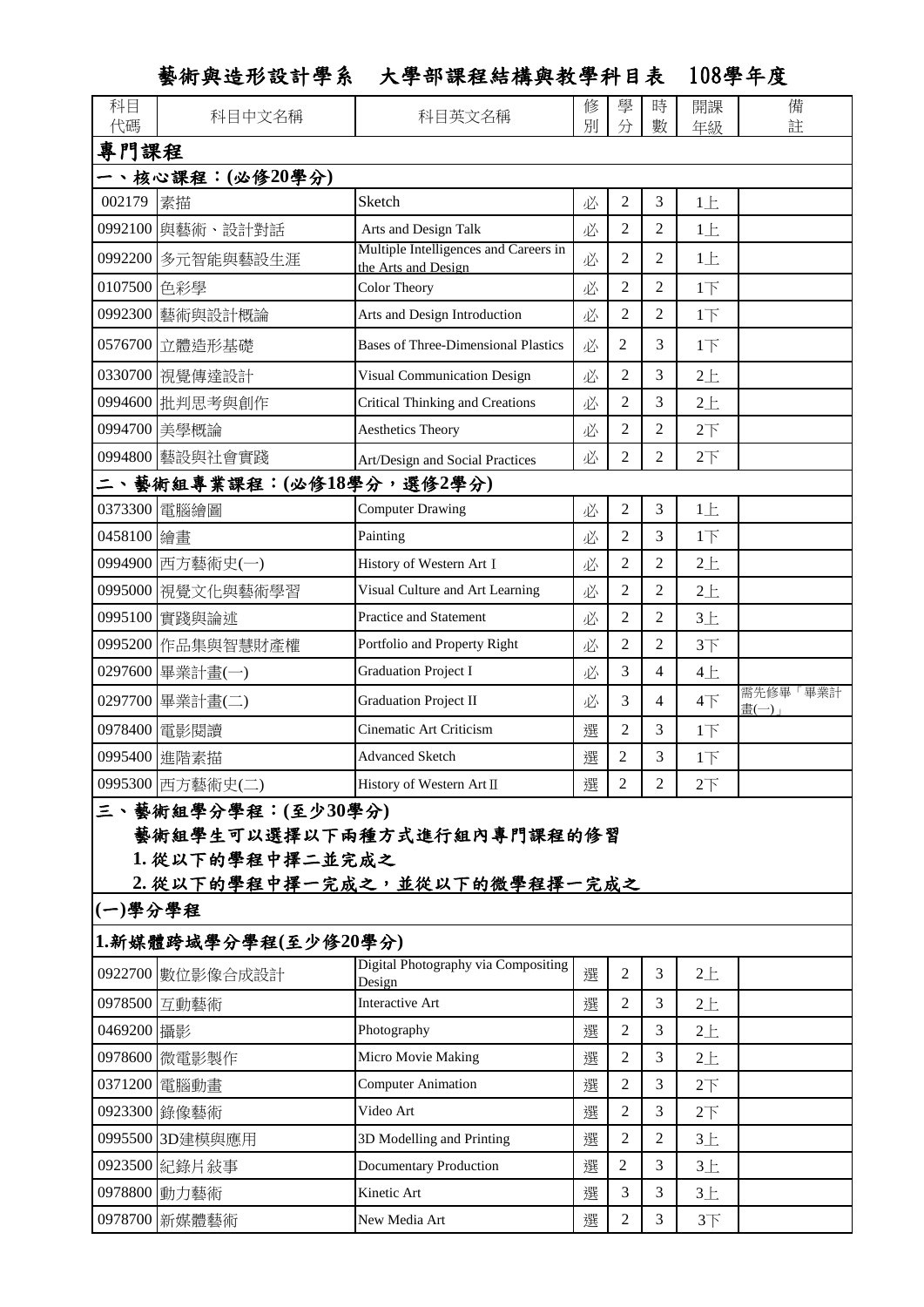# 藝術與造形設計學系　大學部課程結構與教學科目表　108學年度

| 科目代碼 | 科目中文名稱 | 科目英文名稱 | 修別 | 學分 | 時數 | 開課年級 | 備註 |
|---|---|---|---|---|---|---|---|
| **專門課程** | | | | | | | |
| **一、核心課程：(必修20學分)** | | | | | | | |
| 002179 | 素描 | Sketch | 必 | 2 | 3 | 1上 | |
| 0992100 | 與藝術、設計對話 | Arts and Design Talk | 必 | 2 | 2 | 1上 | |
| 0992200 | 多元智能與藝設生涯 | Multiple Intelligences and Careers in the Arts and Design | 必 | 2 | 2 | 1上 | |
| 0107500 | 色彩學 | Color Theory | 必 | 2 | 2 | 1下 | |
| 0992300 | 藝術與設計概論 | Arts and Design Introduction | 必 | 2 | 2 | 1下 | |
| 0576700 | 立體造形基礎 | Bases of Three-Dimensional Plastics | 必 | 2 | 3 | 1下 | |
| 0330700 | 視覺傳達設計 | Visual Communication Design | 必 | 2 | 3 | 2上 | |
| 0994600 | 批判思考與創作 | Critical Thinking and Creations | 必 | 2 | 3 | 2上 | |
| 0994700 | 美學概論 | Aesthetics Theory | 必 | 2 | 2 | 2下 | |
| 0994800 | 藝設與社會實踐 | Art/Design and Social Practices | 必 | 2 | 2 | 2下 | |
| **二、藝術組專業課程：(必修18學分，選修2學分)** | | | | | | | |
| 0373300 | 電腦繪圖 | Computer Drawing | 必 | 2 | 3 | 1上 | |
| 0458100 | 繪畫 | Painting | 必 | 2 | 3 | 1下 | |
| 0994900 | 西方藝術史(一) | History of Western Art I | 必 | 2 | 2 | 2上 | |
| 0995000 | 視覺文化與藝術學習 | Visual Culture and Art Learning | 必 | 2 | 2 | 2上 | |
| 0995100 | 實踐與論述 | Practice and Statement | 必 | 2 | 2 | 3上 | |
| 0995200 | 作品集與智慧財產權 | Portfolio and Property Right | 必 | 2 | 2 | 3下 | |
| 0297600 | 畢業計畫(一) | Graduation Project I | 必 | 3 | 4 | 4上 | |
| 0297700 | 畢業計畫(二) | Graduation Project II | 必 | 3 | 4 | 4下 | 需先修畢「畢業計畫(一)」 |
| 0978400 | 電影閱讀 | Cinematic Art Criticism | 選 | 2 | 3 | 1下 | |
| 0995400 | 進階素描 | Advanced Sketch | 選 | 2 | 3 | 1下 | |
| 0995300 | 西方藝術史(二) | History of Western Art II | 選 | 2 | 2 | 2下 | |
| **三、藝術組學分學程：(至少30學分)**<br>**藝術組學生可以選擇以下兩種方式進行組內專門課程的修習**<br>**1. 從以下的學程中擇二並完成之**<br>**2. 從以下的學程中擇一完成之，並從以下的微學程擇一完成之** | | | | | | | |
| **(一)學分學程** | | | | | | | |
| **1.新媒體跨域學分學程(至少修20學分)** | | | | | | | |
| 0922700 | 數位影像合成設計 | Digital Photography via Compositing Design | 選 | 2 | 3 | 2上 | |
| 0978500 | 互動藝術 | Interactive Art | 選 | 2 | 3 | 2上 | |
| 0469200 | 攝影 | Photography | 選 | 2 | 3 | 2上 | |
| 0978600 | 微電影製作 | Micro Movie Making | 選 | 2 | 3 | 2上 | |
| 0371200 | 電腦動畫 | Computer Animation | 選 | 2 | 3 | 2下 | |
| 0923300 | 錄像藝術 | Video Art | 選 | 2 | 3 | 2下 | |
| 0995500 | 3D建模與應用 | 3D Modelling and Printing | 選 | 2 | 2 | 3上 | |
| 0923500 | 紀錄片敘事 | Documentary Production | 選 | 2 | 3 | 3上 | |
| 0978800 | 動力藝術 | Kinetic Art | 選 | 3 | 3 | 3上 | |
| 0978700 | 新媒體藝術 | New Media Art | 選 | 2 | 3 | 3下 | |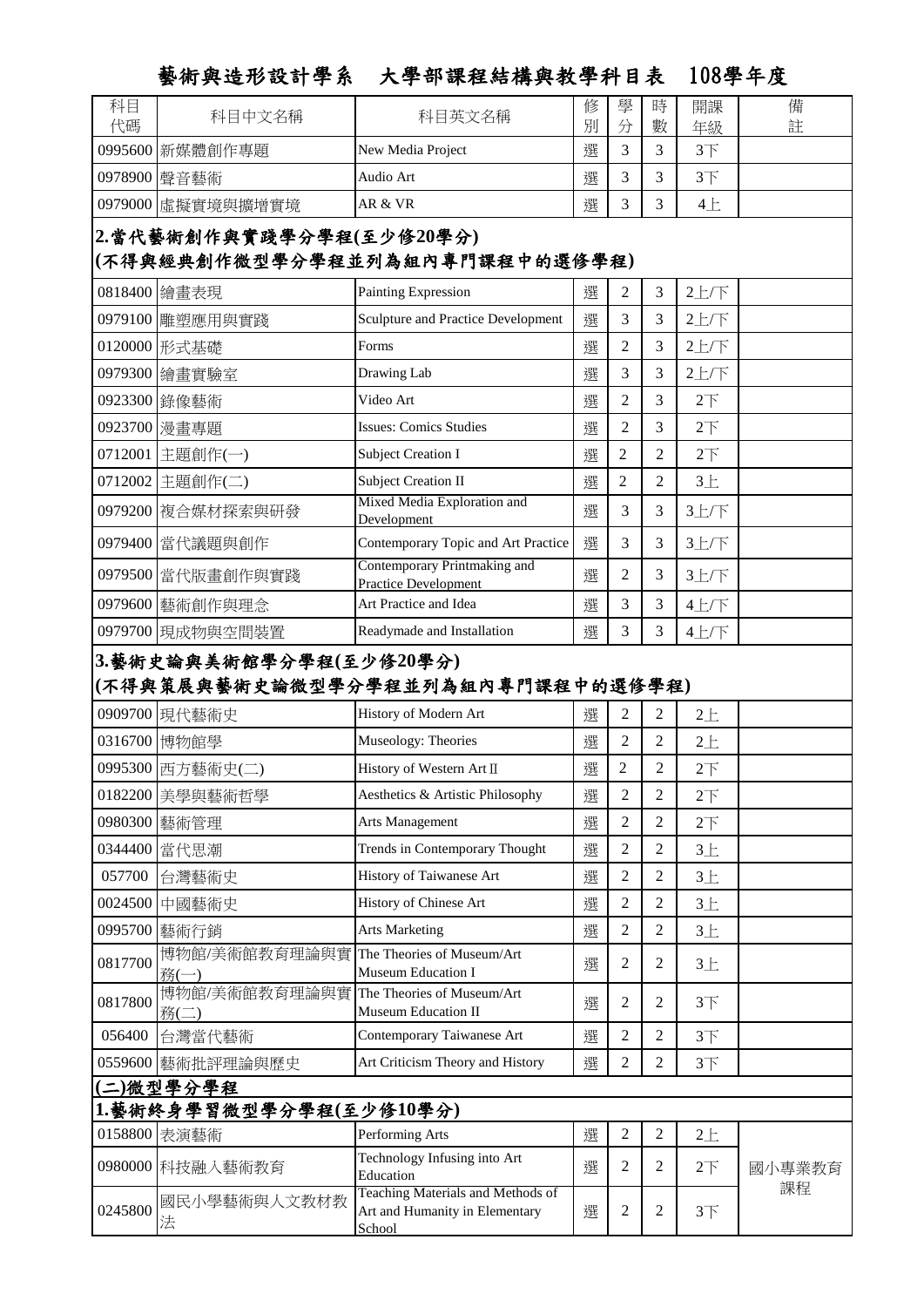# 藝術與造形設計學系 大學部課程結構與教學科目表 108學年度

| 科目代碼 | 科目中文名稱 | 科目英文名稱 | 修別 | 學分 | 時數 | 開課年級 | 備註 |
|---|---|---|---|---|---|---|---|
| 0995600 | 新媒體創作專題 | New Media Project | 選 | 3 | 3 | 3下 | |
| 0978900 | 聲音藝術 | Audio Art | 選 | 3 | 3 | 3下 | |
| 0979000 | 虛擬實境與擴增實境 | AR & VR | 選 | 3 | 3 | 4上 | |
| **2.當代藝術創作與實踐學分學程(至少修20學分)(不得與經典創作微型學分學程並列為組內專門課程中的選修學程)** | | | | | | | |
| 0818400 | 繪畫表現 | Painting Expression | 選 | 2 | 3 | 2上/下 | |
| 0979100 | 雕塑應用與實踐 | Sculpture and Practice Development | 選 | 3 | 3 | 2上/下 | |
| 0120000 | 形式基礎 | Forms | 選 | 2 | 3 | 2上/下 | |
| 0979300 | 繪畫實驗室 | Drawing Lab | 選 | 3 | 3 | 2上/下 | |
| 0923300 | 錄像藝術 | Video Art | 選 | 2 | 3 | 2下 | |
| 0923700 | 漫畫專題 | Issues: Comics Studies | 選 | 2 | 3 | 2下 | |
| 0712001 | 主題創作(一) | Subject Creation I | 選 | 2 | 2 | 2下 | |
| 0712002 | 主題創作(二) | Subject Creation II | 選 | 2 | 2 | 3上 | |
| 0979200 | 複合媒材探索與研發 | Mixed Media Exploration and Development | 選 | 3 | 3 | 3上/下 | |
| 0979400 | 當代議題與創作 | Contemporary Topic and Art Practice | 選 | 3 | 3 | 3上/下 | |
| 0979500 | 當代版畫創作與實踐 | Contemporary Printmaking and Practice Development | 選 | 2 | 3 | 3上/下 | |
| 0979600 | 藝術創作與理念 | Art Practice and Idea | 選 | 3 | 3 | 4上/下 | |
| 0979700 | 現成物與空間裝置 | Readymade and Installation | 選 | 3 | 3 | 4上/下 | |
| **3.藝術史論與美術館學分學程(至少修20學分)(不得與策展與藝術史論微型學分學程並列為組內專門課程中的選修學程)** | | | | | | | |
| 0909700 | 現代藝術史 | History of Modern Art | 選 | 2 | 2 | 2上 | |
| 0316700 | 博物館學 | Museology: Theories | 選 | 2 | 2 | 2上 | |
| 0995300 | 西方藝術史(二) | History of Western Art II | 選 | 2 | 2 | 2下 | |
| 0182200 | 美學與藝術哲學 | Aesthetics & Artistic Philosophy | 選 | 2 | 2 | 2下 | |
| 0980300 | 藝術管理 | Arts Management | 選 | 2 | 2 | 2下 | |
| 0344400 | 當代思潮 | Trends in Contemporary Thought | 選 | 2 | 2 | 3上 | |
| 057700 | 台灣藝術史 | History of Taiwanese Art | 選 | 2 | 2 | 3上 | |
| 0024500 | 中國藝術史 | History of Chinese Art | 選 | 2 | 2 | 3上 | |
| 0995700 | 藝術行銷 | Arts Marketing | 選 | 2 | 2 | 3上 | |
| 0817700 | 博物館/美術館教育理論與實務(一) | The Theories of Museum/Art Museum Education I | 選 | 2 | 2 | 3上 | |
| 0817800 | 博物館/美術館教育理論與實務(二) | The Theories of Museum/Art Museum Education II | 選 | 2 | 2 | 3下 | |
| 056400 | 台灣當代藝術 | Contemporary Taiwanese Art | 選 | 2 | 2 | 3下 | |
| 0559600 | 藝術批評理論與歷史 | Art Criticism Theory and History | 選 | 2 | 2 | 3下 | |
| **(二)微型學分學程** | | | | | | | |
| **1.藝術終身學習微型學分學程(至少修10學分)** | | | | | | | |
| 0158800 | 表演藝術 | Performing Arts | 選 | 2 | 2 | 2上 | |
| 0980000 | 科技融入藝術教育 | Technology Infusing into Art Education | 選 | 2 | 2 | 2下 | 國小專業教育課程 |
| 0245800 | 國民小學藝術與人文教材教法 | Teaching Materials and Methods of Art and Humanity in Elementary School | 選 | 2 | 2 | 3下 | |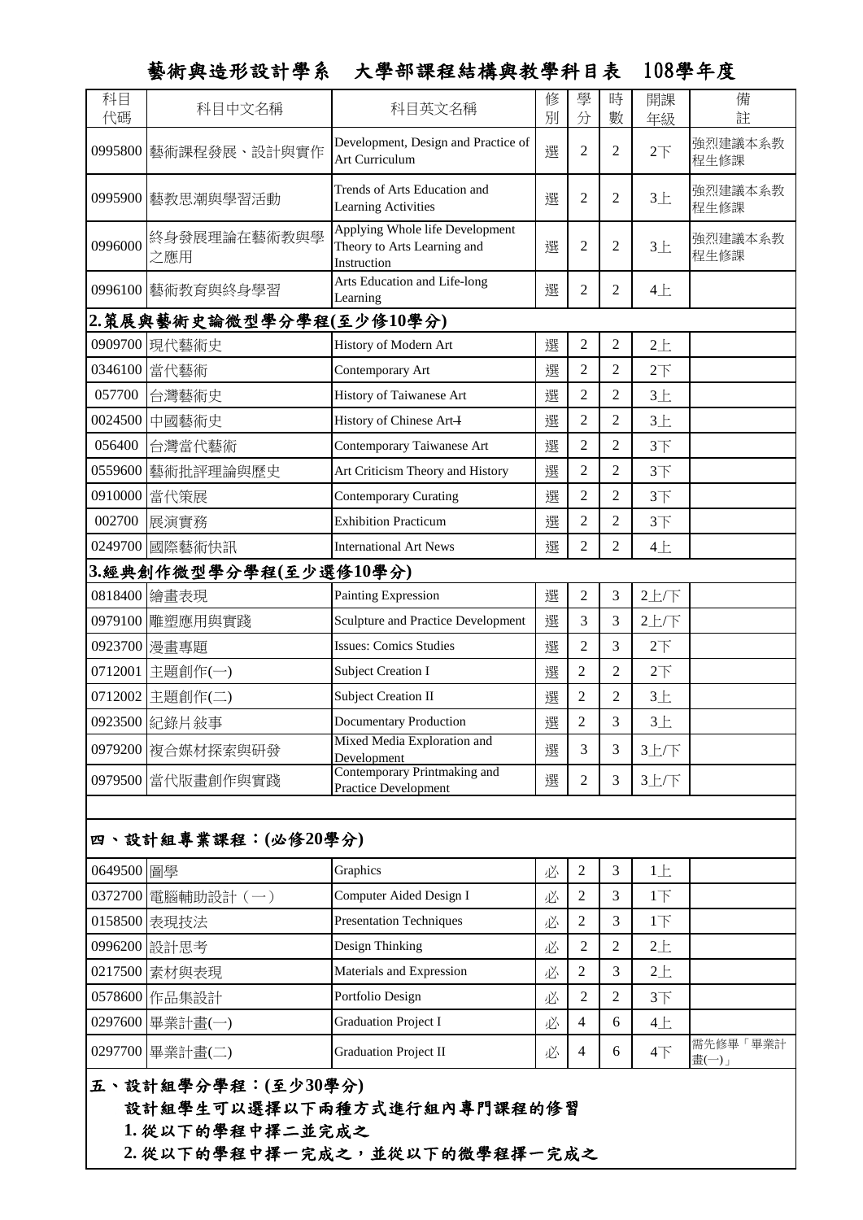# 藝術與造形設計學系　大學部課程結構與教學科目表　108學年度

| 科目代碼 | 科目中文名稱 | 科目英文名稱 | 修別 | 學分 | 時數 | 開課年級 | 備註 |
|---|---|---|---|---|---|---|---|
| 0995800 | 藝術課程發展、設計與實作 | Development, Design and Practice of Art Curriculum | 選 | 2 | 2 | 2下 | 強烈建議本系教程生修課 |
| 0995900 | 藝教思潮與學習活動 | Trends of Arts Education and Learning Activities | 選 | 2 | 2 | 3上 | 強烈建議本系教程生修課 |
| 0996000 | 終身發展理論在藝術教與學之應用 | Applying Whole life Development Theory to Arts Learning and Instruction | 選 | 2 | 2 | 3上 | 強烈建議本系教程生修課 |
| 0996100 | 藝術教育與終身學習 | Arts Education and Life-long Learning | 選 | 2 | 2 | 4上 | |
| **2.策展與藝術史論微型學分學程(至少修10學分)** | | | | | | | |
| 0909700 | 現代藝術史 | History of Modern Art | 選 | 2 | 2 | 2上 | |
| 0346100 | 當代藝術 | Contemporary Art | 選 | 2 | 2 | 2下 | |
| 057700 | 台灣藝術史 | History of Taiwanese Art | 選 | 2 | 2 | 3上 | |
| 0024500 | 中國藝術史 | History of Chinese Art I | 選 | 2 | 2 | 3上 | |
| 056400 | 台灣當代藝術 | Contemporary Taiwanese Art | 選 | 2 | 2 | 3下 | |
| 0559600 | 藝術批評理論與歷史 | Art Criticism Theory and History | 選 | 2 | 2 | 3下 | |
| 0910000 | 當代策展 | Contemporary Curating | 選 | 2 | 2 | 3下 | |
| 002700 | 展演實務 | Exhibition Practicum | 選 | 2 | 2 | 3下 | |
| 0249700 | 國際藝術快訊 | International Art News | 選 | 2 | 2 | 4上 | |
| **3.經典創作微型學分學程(至少選修10學分)** | | | | | | | |
| 0818400 | 繪畫表現 | Painting Expression | 選 | 2 | 3 | 2上/下 | |
| 0979100 | 雕塑應用與實踐 | Sculpture and Practice Development | 選 | 3 | 3 | 2上/下 | |
| 0923700 | 漫畫專題 | Issues: Comics Studies | 選 | 2 | 3 | 2下 | |
| 0712001 | 主題創作(一) | Subject Creation I | 選 | 2 | 2 | 2下 | |
| 0712002 | 主題創作(二) | Subject Creation II | 選 | 2 | 2 | 3上 | |
| 0923500 | 紀錄片敘事 | Documentary Production | 選 | 2 | 3 | 3上 | |
| 0979200 | 複合媒材探索與研發 | Mixed Media Exploration and Development | 選 | 3 | 3 | 3上/下 | |
| 0979500 | 當代版畫創作與實踐 | Contemporary Printmaking and Practice Development | 選 | 2 | 3 | 3上/下 | |
| **四、設計組專業課程：(必修20學分)** | | | | | | | |
| 0649500 | 圖學 | Graphics | 必 | 2 | 3 | 1上 | |
| 0372700 | 電腦輔助設計（一） | Computer Aided Design I | 必 | 2 | 3 | 1下 | |
| 0158500 | 表現技法 | Presentation Techniques | 必 | 2 | 3 | 1下 | |
| 0996200 | 設計思考 | Design Thinking | 必 | 2 | 2 | 2上 | |
| 0217500 | 素材與表現 | Materials and Expression | 必 | 2 | 3 | 2上 | |
| 0578600 | 作品集設計 | Portfolio Design | 必 | 2 | 2 | 3下 | |
| 0297600 | 畢業計畫(一) | Graduation Project I | 必 | 4 | 6 | 4上 | |
| 0297700 | 畢業計畫(二) | Graduation Project II | 必 | 4 | 6 | 4下 | 需先修畢「畢業計畫(一)」 |

**五、設計組學分學程：(至少30學分)**

**設計組學生可以選擇以下兩種方式進行組內專門課程的修習**

**1. 從以下的學程中擇二並完成之**

**2. 從以下的學程中擇一完成之，並從以下的微學程擇一完成之**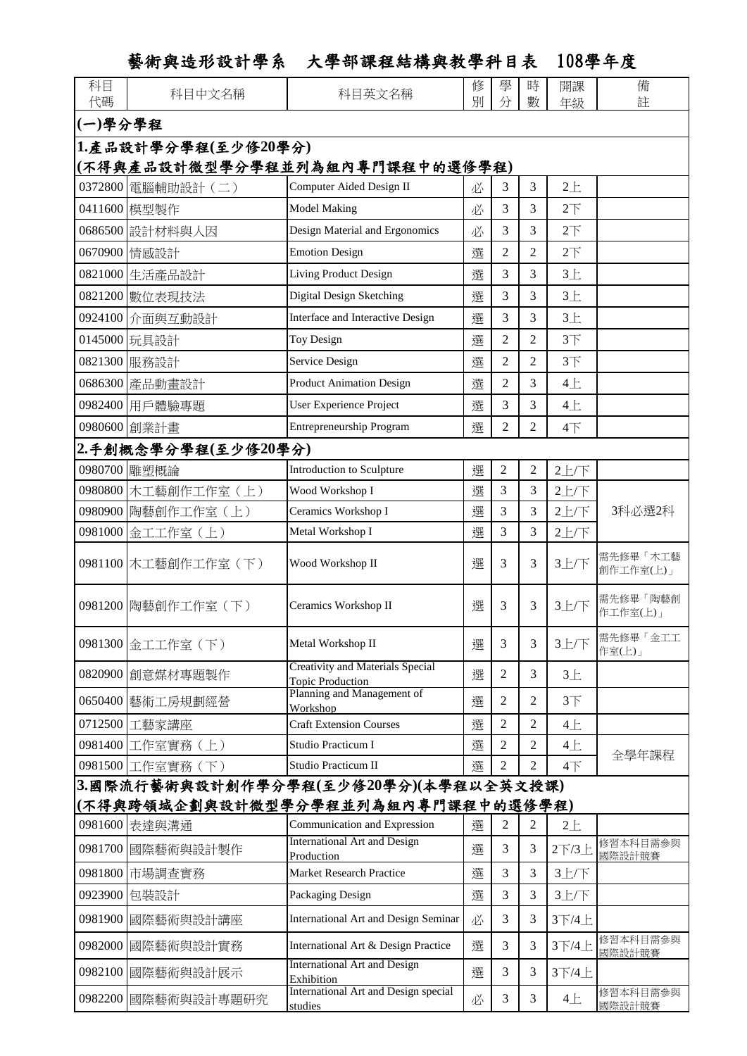# 藝術與造形設計學系　大學部課程結構與教學科目表　108學年度

| 科目代碼 | 科目中文名稱 | 科目英文名稱 | 修別 | 學分 | 時數 | 開課年級 | 備註 |
|---|---|---|---|---|---|---|---|
| **(一)學分學程** | | | | | | | |
| **1.產品設計學分學程(至少修20學分)** | | | | | | | |
| **(不得與產品設計微型學分學程並列為組內專門課程中的選修學程)** | | | | | | | |
| 0372800 | 電腦輔助設計（二） | Computer Aided Design II | 必 | 3 | 3 | 2上 | |
| 0411600 | 模型製作 | Model Making | 必 | 3 | 3 | 2下 | |
| 0686500 | 設計材料與人因 | Design Material and Ergonomics | 必 | 3 | 3 | 2下 | |
| 0670900 | 情感設計 | Emotion Design | 選 | 2 | 2 | 2下 | |
| 0821000 | 生活產品設計 | Living Product Design | 選 | 3 | 3 | 3上 | |
| 0821200 | 數位表現技法 | Digital Design Sketching | 選 | 3 | 3 | 3上 | |
| 0924100 | 介面與互動設計 | Interface and Interactive Design | 選 | 3 | 3 | 3上 | |
| 0145000 | 玩具設計 | Toy Design | 選 | 2 | 2 | 3下 | |
| 0821300 | 服務設計 | Service Design | 選 | 2 | 2 | 3下 | |
| 0686300 | 產品動畫設計 | Product Animation Design | 選 | 2 | 3 | 4上 | |
| 0982400 | 用戶體驗專題 | User Experience Project | 選 | 3 | 3 | 4上 | |
| 0980600 | 創業計畫 | Entrepreneurship Program | 選 | 2 | 2 | 4下 | |
| **2.手創概念學分學程(至少修20學分)** | | | | | | | |
| 0980700 | 雕塑概論 | Introduction to Sculpture | 選 | 2 | 2 | 2上/下 | |
| 0980800 | 木工藝創作工作室（上） | Wood Workshop I | 選 | 3 | 3 | 2上/下 | 3科必選2科 |
| 0980900 | 陶藝創作工作室（上） | Ceramics Workshop I | 選 | 3 | 3 | 2上/下 | 3科必選2科 |
| 0981000 | 金工工作室（上） | Metal Workshop I | 選 | 3 | 3 | 2上/下 | 3科必選2科 |
| 0981100 | 木工藝創作工作室（下） | Wood Workshop II | 選 | 3 | 3 | 3上/下 | 需先修畢「木工藝創作工作室(上)」 |
| 0981200 | 陶藝創作工作室（下） | Ceramics Workshop II | 選 | 3 | 3 | 3上/下 | 需先修畢「陶藝創作工作室(上)」 |
| 0981300 | 金工工作室（下） | Metal Workshop II | 選 | 3 | 3 | 3上/下 | 需先修畢「金工工作室(上)」 |
| 0820900 | 創意媒材專題製作 | Creativity and Materials Special Topic Production | 選 | 2 | 3 | 3上 | |
| 0650400 | 藝術工房規劃經營 | Planning and Management of Workshop | 選 | 2 | 2 | 3下 | |
| 0712500 | 工藝家講座 | Craft Extension Courses | 選 | 2 | 2 | 4上 | |
| 0981400 | 工作室實務（上） | Studio Practicum I | 選 | 2 | 2 | 4上 | 全學年課程 |
| 0981500 | 工作室實務（下） | Studio Practicum II | 選 | 2 | 2 | 4下 | 全學年課程 |
| **3.國際流行藝術與設計創作學分學程(至少修20學分)(本學程以全英文授課)** | | | | | | | |
| **(不得與跨領域企劃與設計微型學分學程並列為組內專門課程中的選修學程)** | | | | | | | |
| 0981600 | 表達與溝通 | Communication and Expression | 選 | 2 | 2 | 2上 | |
| 0981700 | 國際藝術與設計製作 | International Art and Design Production | 選 | 3 | 3 | 2下/3上 | 修習本科目需參與國際設計競賽 |
| 0981800 | 市場調查實務 | Market Research Practice | 選 | 3 | 3 | 3上/下 | |
| 0923900 | 包裝設計 | Packaging Design | 選 | 3 | 3 | 3上/下 | |
| 0981900 | 國際藝術與設計講座 | International Art and Design Seminar | 必 | 3 | 3 | 3下/4上 | |
| 0982000 | 國際藝術與設計實務 | International Art & Design Practice | 選 | 3 | 3 | 3下/4上 | 修習本科目需參與國際設計競賽 |
| 0982100 | 國際藝術與設計展示 | International Art and Design Exhibition | 選 | 3 | 3 | 3下/4上 | |
| 0982200 | 國際藝術與設計專題研究 | International Art and Design special studies | 必 | 3 | 3 | 4上 | 修習本科目需參與國際設計競賽 |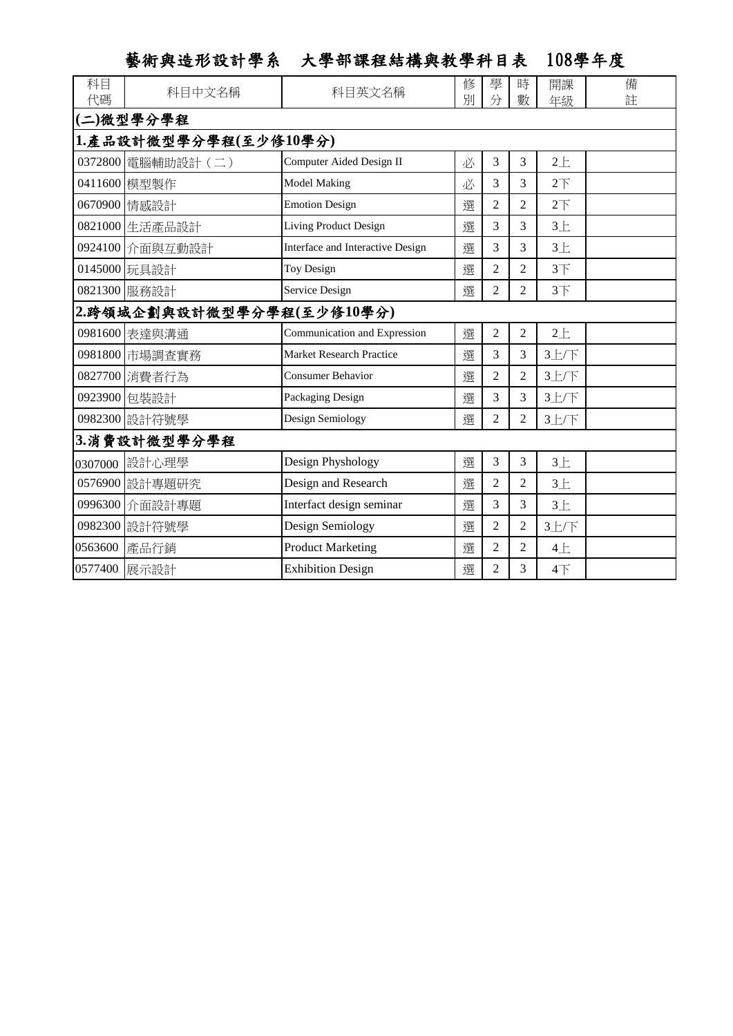# 藝術與造形設計學系　大學部課程結構與教學科目表　108學年度

| 科目代碼 | 科目中文名稱 | 科目英文名稱 | 修別 | 學分 | 時數 | 開課年級 | 備註 |
|---|---|---|---|---|---|---|---|
| **(二)微型學分學程** | | | | | | | |
| **1.產品設計微型學分學程(至少修10學分)** | | | | | | | |
| 0372800 | 電腦輔助設計（二） | Computer Aided Design II | 必 | 3 | 3 | 2上 | |
| 0411600 | 模型製作 | Model Making | 必 | 3 | 3 | 2下 | |
| 0670900 | 情感設計 | Emotion Design | 選 | 2 | 2 | 2下 | |
| 0821000 | 生活產品設計 | Living Product Design | 選 | 3 | 3 | 3上 | |
| 0924100 | 介面與互動設計 | Interface and Interactive Design | 選 | 3 | 3 | 3上 | |
| 0145000 | 玩具設計 | Toy Design | 選 | 2 | 2 | 3下 | |
| 0821300 | 服務設計 | Service Design | 選 | 2 | 2 | 3下 | |
| **2.跨領域企劃與設計微型學分學程(至少修10學分)** | | | | | | | |
| 0981600 | 表達與溝通 | Communication and Expression | 選 | 2 | 2 | 2上 | |
| 0981800 | 市場調查實務 | Market Research Practice | 選 | 3 | 3 | 3上/下 | |
| 0827700 | 消費者行為 | Consumer Behavior | 選 | 2 | 2 | 3上/下 | |
| 0923900 | 包裝設計 | Packaging Design | 選 | 3 | 3 | 3上/下 | |
| 0982300 | 設計符號學 | Design Semiology | 選 | 2 | 2 | 3上/下 | |
| **3.消費設計微型學分學程** | | | | | | | |
| 0307000 | 設計心理學 | Design Physhology | 選 | 3 | 3 | 3上 | |
| 0576900 | 設計專題研究 | Design and Research | 選 | 2 | 2 | 3上 | |
| 0996300 | 介面設計專題 | Interfact design seminar | 選 | 3 | 3 | 3上 | |
| 0982300 | 設計符號學 | Design Semiology | 選 | 2 | 2 | 3上/下 | |
| 0563600 | 產品行銷 | Product Marketing | 選 | 2 | 2 | 4上 | |
| 0577400 | 展示設計 | Exhibition Design | 選 | 2 | 3 | 4下 | |